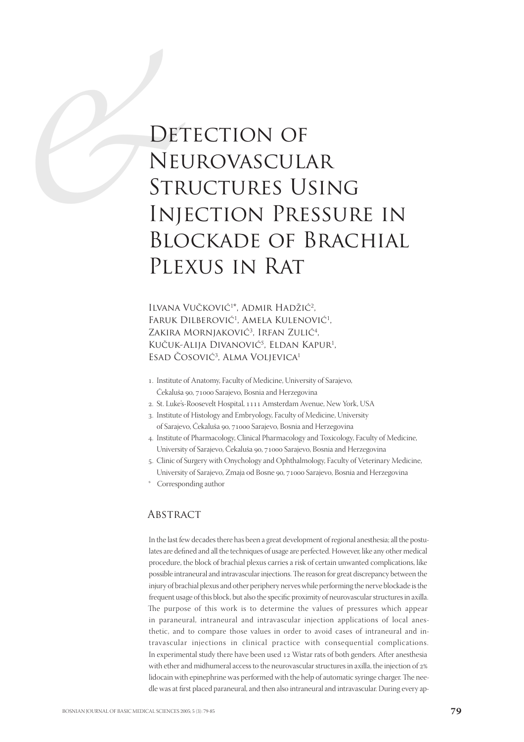# Detection of Neurovascular Structures Using Injection Pressure in Blockade of Brachial Plexus in Rat

Ilvana Vučković[1]*, Admir Hadžić[2], Faruk Dilberović[1], Amela Kulenović[1], Zakira Mornjaković[3], Irfan Zulić[4], Kučuk-Alija Divanović[5], Eldan Kapur[1], Esad Ćosović[3], Alma Voljevica[1]

1. Institute of Anatomy, Faculty of Medicine, University of Sarajevo, Čekaluša 90, 71000 Sarajevo, Bosnia and Herzegovina
2. St. Luke's-Roosevelt Hospital, 1111 Amsterdam Avenue, New York, USA
3. Institute of Histology and Embryology, Faculty of Medicine, University of Sarajevo, Čekaluša 90, 71000 Sarajevo, Bosnia and Herzegovina
4. Institute of Pharmacology, Clinical Pharmacology and Toxicology, Faculty of Medicine, University of Sarajevo, Čekaluša 90, 71000 Sarajevo, Bosnia and Herzegovina
5. Clinic of Surgery with Onychology and Ophthalmology, Faculty of Veterinary Medicine, University of Sarajevo, Zmaja od Bosne 90, 71000 Sarajevo, Bosnia and Herzegovina

\* Corresponding author

## Abstract

In the last few decades there has been a great development of regional anesthesia; all the postulates are defined and all the techniques of usage are perfected. However, like any other medical procedure, the block of brachial plexus carries a risk of certain unwanted complications, like possible intraneural and intravascular injections. The reason for great discrepancy between the injury of brachial plexus and other periphery nerves while performing the nerve blockade is the frequent usage of this block, but also the specific proximity of neurovascular structures in axilla. The purpose of this work is to determine the values of pressures which appear in paraneural, intraneural and intravascular injection applications of local anesthetic, and to compare those values in order to avoid cases of intraneural and intravascular injections in clinical practice with consequential complications. In experimental study there have been used 12 Wistar rats of both genders. After anesthesia with ether and midhumeral access to the neurovascular structures in axilla, the injection of 2% lidocain with epinephrine was performed with the help of automatic syringe charger. The needle was at first placed paraneural, and then also intraneural and intravascular. During every ap-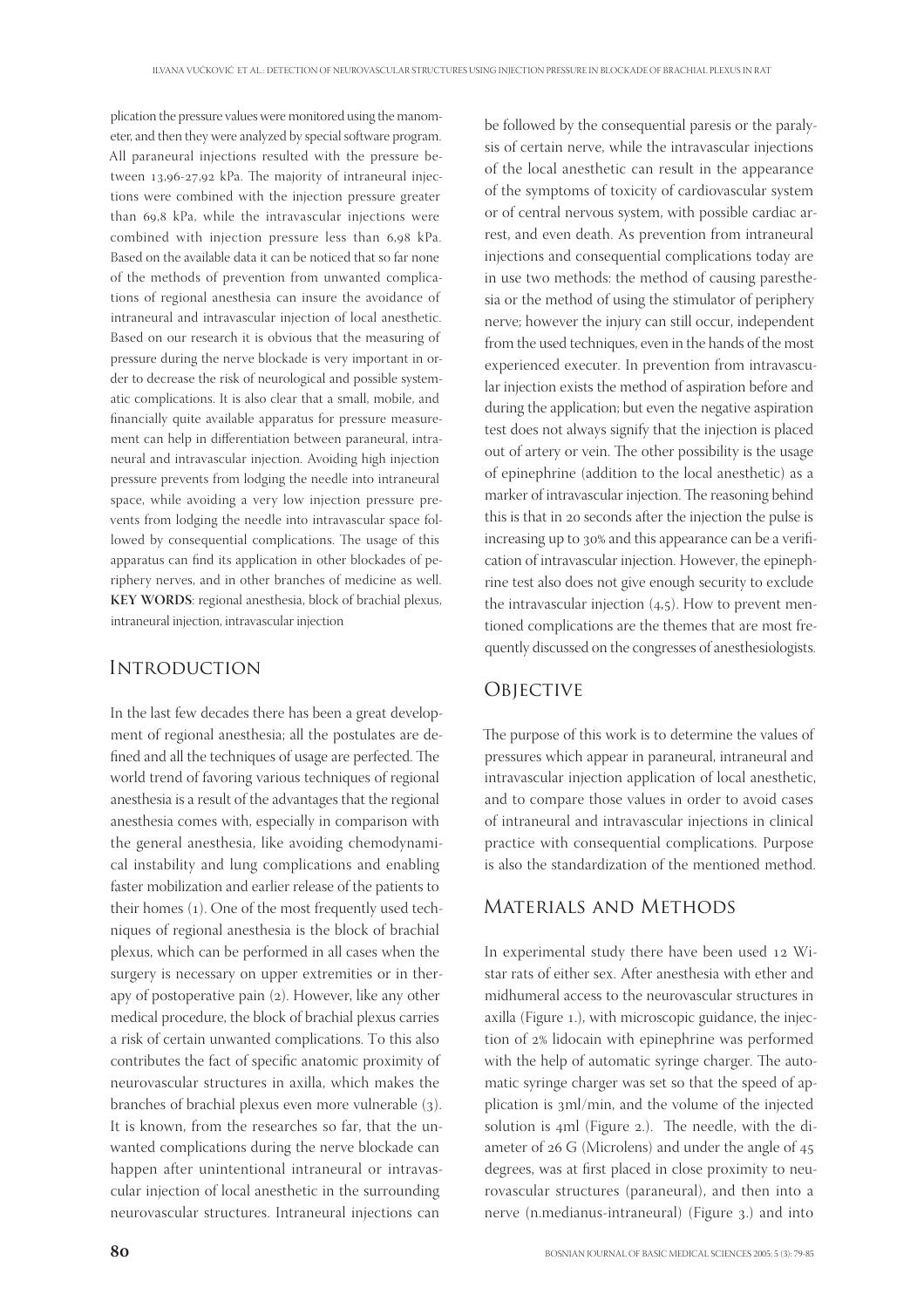plication the pressure values were monitored using the manometer, and then they were analyzed by special software program. All paraneural injections resulted with the pressure between 13,96-27,92 kPa. The majority of intraneural injections were combined with the injection pressure greater than 69,8 kPa, while the intravascular injections were combined with injection pressure less than 6,98 kPa. Based on the available data it can be noticed that so far none of the methods of prevention from unwanted complications of regional anesthesia can insure the avoidance of intraneural and intravascular injection of local anesthetic. Based on our research it is obvious that the measuring of pressure during the nerve blockade is very important in order to decrease the risk of neurological and possible systematic complications. It is also clear that a small, mobile, and financially quite available apparatus for pressure measurement can help in differentiation between paraneural, intraneural and intravascular injection. Avoiding high injection pressure prevents from lodging the needle into intraneural space, while avoiding a very low injection pressure prevents from lodging the needle into intravascular space followed by consequential complications. The usage of this apparatus can find its application in other blockades of periphery nerves, and in other branches of medicine as well.

**KEY WORDS**: regional anesthesia, block of brachial plexus, intraneural injection, intravascular injection

## Introduction

In the last few decades there has been a great development of regional anesthesia; all the postulates are defined and all the techniques of usage are perfected. The world trend of favoring various techniques of regional anesthesia is a result of the advantages that the regional anesthesia comes with, especially in comparison with the general anesthesia, like avoiding chemodynamical instability and lung complications and enabling faster mobilization and earlier release of the patients to their homes (1). One of the most frequently used techniques of regional anesthesia is the block of brachial plexus, which can be performed in all cases when the surgery is necessary on upper extremities or in therapy of postoperative pain (2). However, like any other medical procedure, the block of brachial plexus carries a risk of certain unwanted complications. To this also contributes the fact of specific anatomic proximity of neurovascular structures in axilla, which makes the branches of brachial plexus even more vulnerable (3). It is known, from the researches so far, that the unwanted complications during the nerve blockade can happen after unintentional intraneural or intravascular injection of local anesthetic in the surrounding neurovascular structures. Intraneural injections can be followed by the consequential paresis or the paralysis of certain nerve, while the intravascular injections of the local anesthetic can result in the appearance of the symptoms of toxicity of cardiovascular system or of central nervous system, with possible cardiac arrest, and even death. As prevention from intraneural injections and consequential complications today are in use two methods: the method of causing paresthesia or the method of using the stimulator of periphery nerve; however the injury can still occur, independent from the used techniques, even in the hands of the most experienced executer. In prevention from intravascular injection exists the method of aspiration before and during the application; but even the negative aspiration test does not always signify that the injection is placed out of artery or vein. The other possibility is the usage of epinephrine (addition to the local anesthetic) as a marker of intravascular injection. The reasoning behind this is that in 20 seconds after the injection the pulse is increasing up to 30% and this appearance can be a verification of intravascular injection. However, the epinephrine test also does not give enough security to exclude the intravascular injection (4,5). How to prevent mentioned complications are the themes that are most frequently discussed on the congresses of anesthesiologists.

## Objective

The purpose of this work is to determine the values of pressures which appear in paraneural, intraneural and intravascular injection application of local anesthetic, and to compare those values in order to avoid cases of intraneural and intravascular injections in clinical practice with consequential complications. Purpose is also the standardization of the mentioned method.

## Materials and Methods

In experimental study there have been used 12 Wistar rats of either sex. After anesthesia with ether and midhumeral access to the neurovascular structures in axilla (Figure 1.), with microscopic guidance, the injection of 2% lidocain with epinephrine was performed with the help of automatic syringe charger. The automatic syringe charger was set so that the speed of application is 3ml/min, and the volume of the injected solution is 4ml (Figure 2.). The needle, with the diameter of 26 G (Microlens) and under the angle of 45 degrees, was at first placed in close proximity to neurovascular structures (paraneural), and then into a nerve (n.medianus-intraneural) (Figure 3.) and into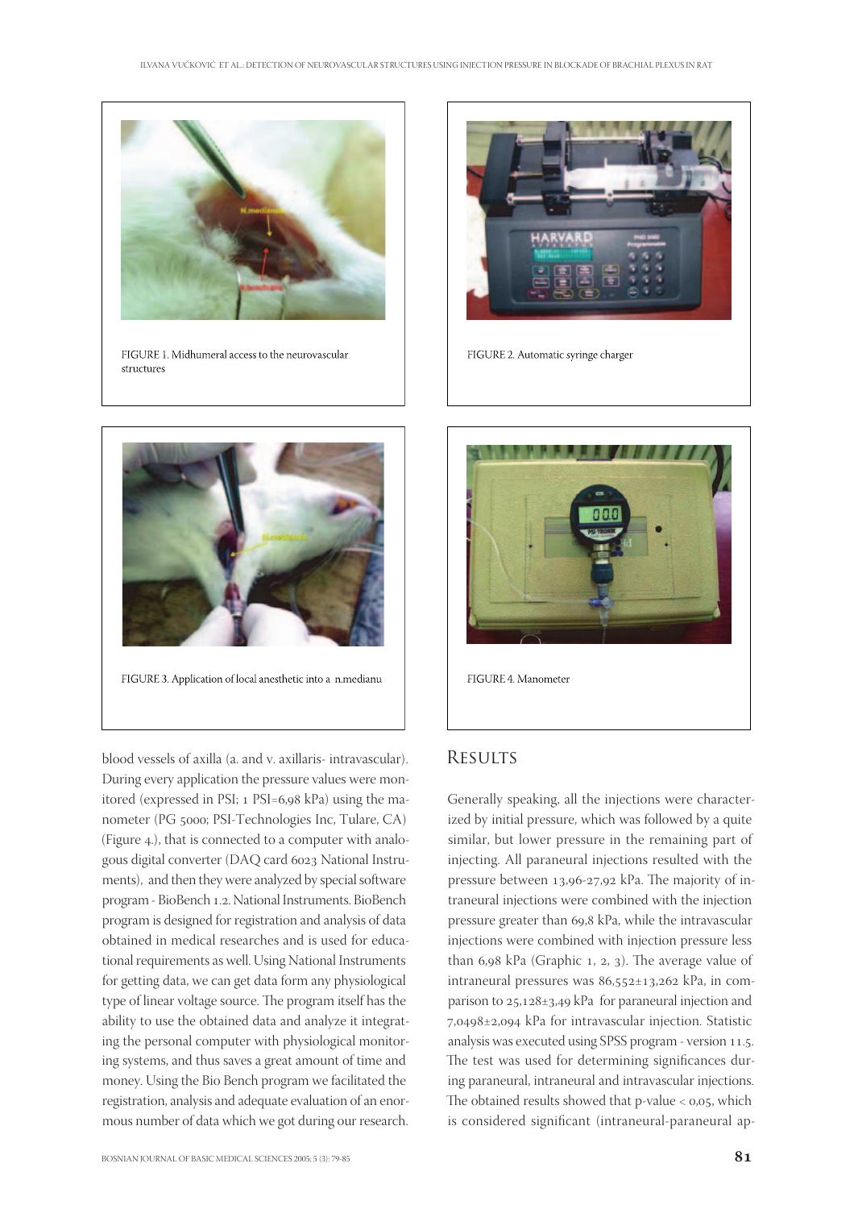FIGURE 1. Midhumeral access to the neurovascular structures

FIGURE 2. Automatic syringe charger

FIGURE 3. Application of local anesthetic into a n.medianu

FIGURE 4. Manometer

blood vessels of axilla (a. and v. axillaris- intravascular). During every application the pressure values were monitored (expressed in PSI; 1 PSI=6,98 kPa) using the manometer (PG 5000; PSI-Technologies Inc, Tulare, CA) (Figure 4.), that is connected to a computer with analogous digital converter (DAQ card 6023 National Instruments), and then they were analyzed by special software program - BioBench 1.2. National Instruments. BioBench program is designed for registration and analysis of data obtained in medical researches and is used for educational requirements as well. Using National Instruments for getting data, we can get data form any physiological type of linear voltage source. The program itself has the ability to use the obtained data and analyze it integrating the personal computer with physiological monitoring systems, and thus saves a great amount of time and money. Using the Bio Bench program we facilitated the registration, analysis and adequate evaluation of an enormous number of data which we got during our research.

## Results

Generally speaking, all the injections were characterized by initial pressure, which was followed by a quite similar, but lower pressure in the remaining part of injecting. All paraneural injections resulted with the pressure between 13,96-27,92 kPa. The majority of intraneural injections were combined with the injection pressure greater than 69,8 kPa, while the intravascular injections were combined with injection pressure less than 6,98 kPa (Graphic 1, 2, 3). The average value of intraneural pressures was 86,552±13,262 kPa, in comparison to 25,128±3,49 kPa for paraneural injection and 7,0498±2,094 kPa for intravascular injection. Statistic analysis was executed using SPSS program - version 11.5. The test was used for determining significances during paraneural, intraneural and intravascular injections. The obtained results showed that p-value < 0,05, which is considered significant (intraneural-paraneural ap-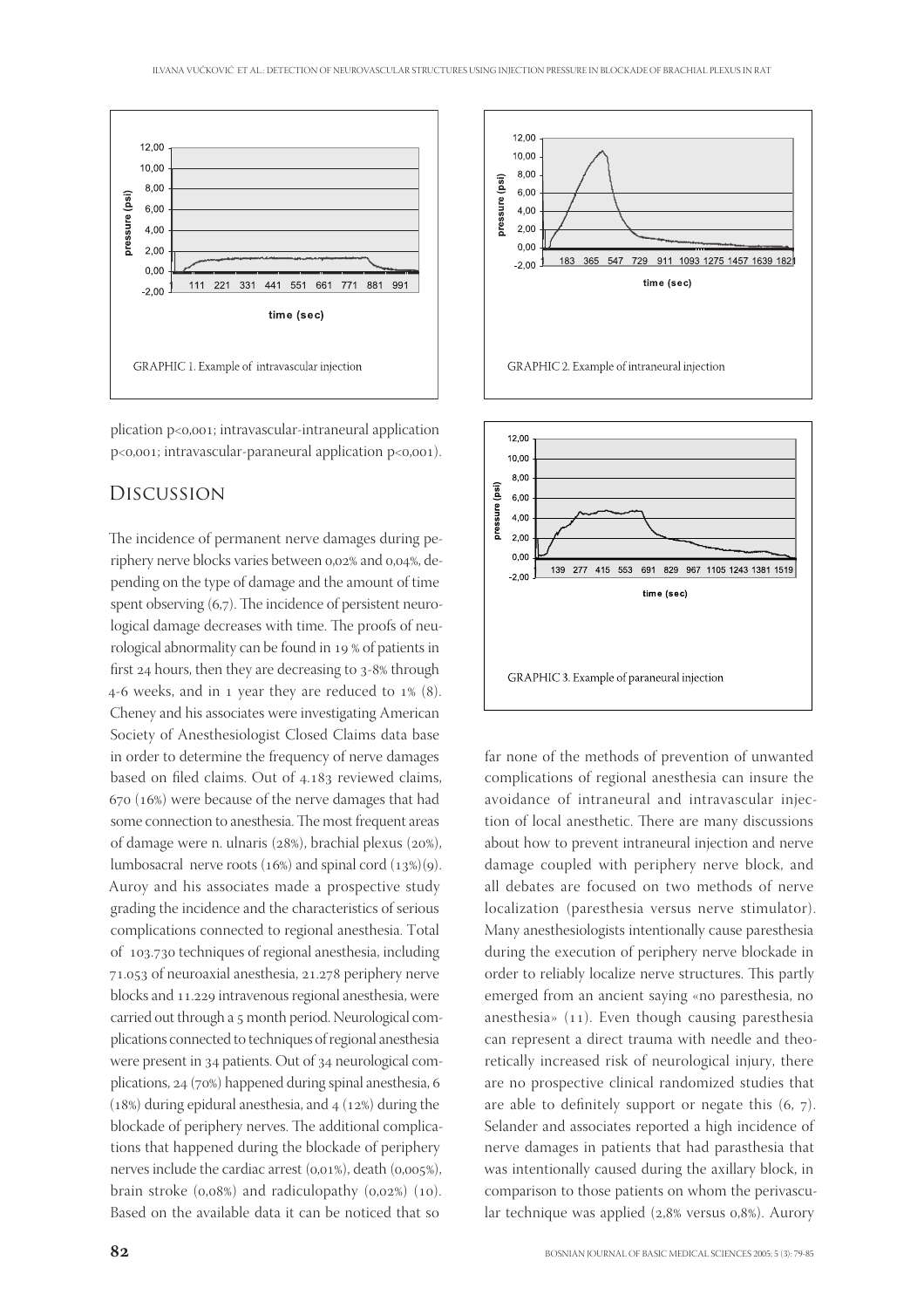GRAPHIC 1. Example of intravascular injection

GRAPHIC 2. Example of intraneural injection

GRAPHIC 3. Example of paraneural injection

plication p<0,001; intravascular-intraneural application p<0,001; intravascular-paraneural application p<0,001).

## Discussion

The incidence of permanent nerve damages during periphery nerve blocks varies between 0,02% and 0,04%, depending on the type of damage and the amount of time spent observing (6,7). The incidence of persistent neurological damage decreases with time. The proofs of neurological abnormality can be found in 19 % of patients in first 24 hours, then they are decreasing to 3-8% through 4-6 weeks, and in 1 year they are reduced to 1% (8). Cheney and his associates were investigating American Society of Anesthesiologist Closed Claims data base in order to determine the frequency of nerve damages based on filed claims. Out of 4.183 reviewed claims, 670 (16%) were because of the nerve damages that had some connection to anesthesia. The most frequent areas of damage were n. ulnaris (28%), brachial plexus (20%), lumbosacral nerve roots (16%) and spinal cord (13%)(9). Auroy and his associates made a prospective study grading the incidence and the characteristics of serious complications connected to regional anesthesia. Total of 103.730 techniques of regional anesthesia, including 71.053 of neuroaxial anesthesia, 21.278 periphery nerve blocks and 11.229 intravenous regional anesthesia, were carried out through a 5 month period. Neurological complications connected to techniques of regional anesthesia were present in 34 patients. Out of 34 neurological complications, 24 (70%) happened during spinal anesthesia, 6 (18%) during epidural anesthesia, and 4 (12%) during the blockade of periphery nerves. The additional complications that happened during the blockade of periphery nerves include the cardiac arrest (0,01%), death (0,005%), brain stroke (0,08%) and radiculopathy (0,02%) (10). Based on the available data it can be noticed that so far none of the methods of prevention of unwanted complications of regional anesthesia can insure the avoidance of intraneural and intravascular injection of local anesthetic. There are many discussions about how to prevent intraneural injection and nerve damage coupled with periphery nerve block, and all debates are focused on two methods of nerve localization (paresthesia versus nerve stimulator). Many anesthesiologists intentionally cause paresthesia during the execution of periphery nerve blockade in order to reliably localize nerve structures. This partly emerged from an ancient saying «no paresthesia, no anesthesia» (11). Even though causing paresthesia can represent a direct trauma with needle and theoretically increased risk of neurological injury, there are no prospective clinical randomized studies that are able to definitely support or negate this (6, 7). Selander and associates reported a high incidence of nerve damages in patients that had parasthesia that was intentionally caused during the axillary block, in comparison to those patients on whom the perivascular technique was applied (2,8% versus 0,8%). Aurory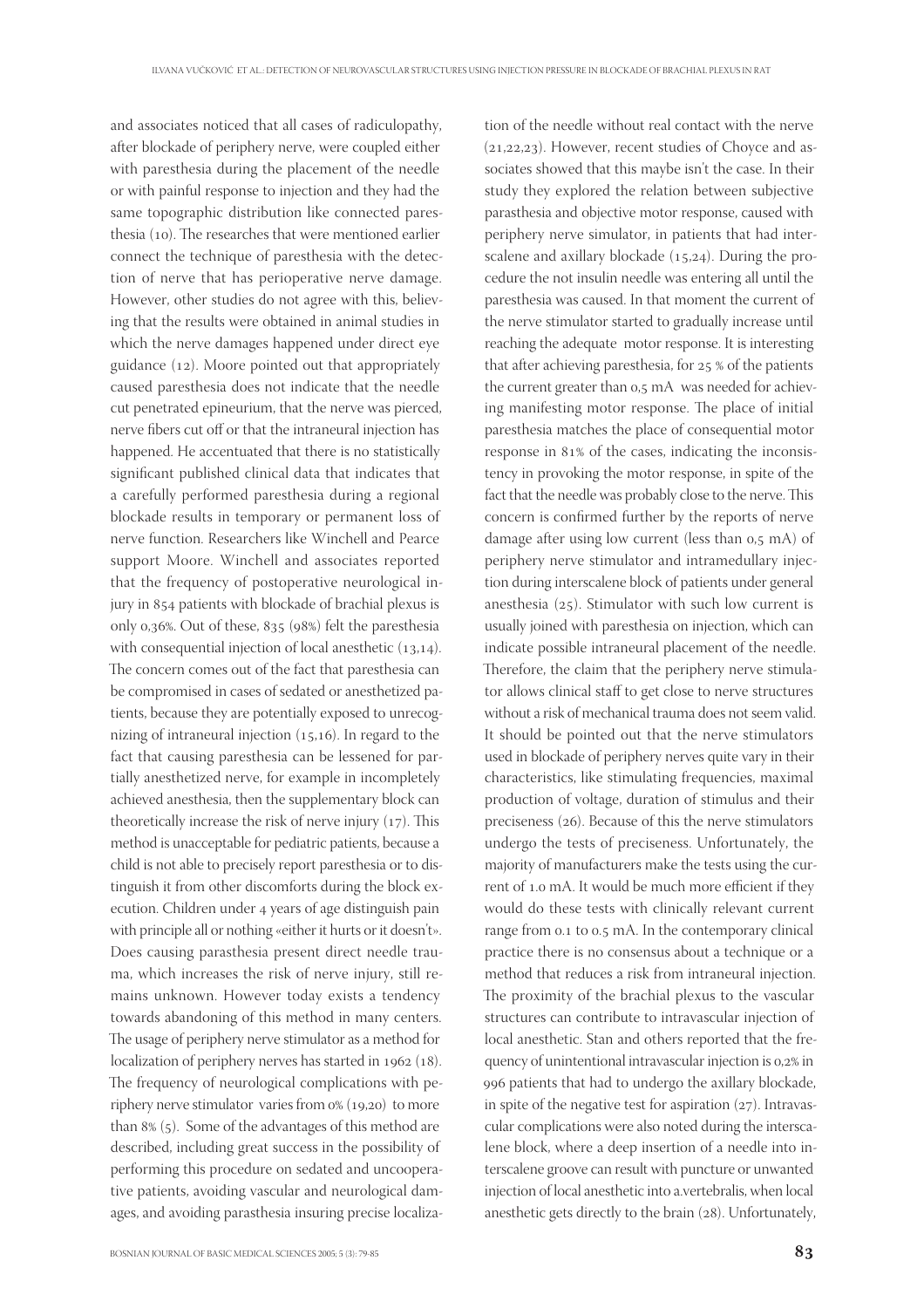and associates noticed that all cases of radiculopathy, after blockade of periphery nerve, were coupled either with paresthesia during the placement of the needle or with painful response to injection and they had the same topographic distribution like connected paresthesia (10). The researches that were mentioned earlier connect the technique of paresthesia with the detection of nerve that has perioperative nerve damage. However, other studies do not agree with this, believing that the results were obtained in animal studies in which the nerve damages happened under direct eye guidance (12). Moore pointed out that appropriately caused paresthesia does not indicate that the needle cut penetrated epineurium, that the nerve was pierced, nerve fibers cut off or that the intraneural injection has happened. He accentuated that there is no statistically significant published clinical data that indicates that a carefully performed paresthesia during a regional blockade results in temporary or permanent loss of nerve function. Researchers like Winchell and Pearce support Moore. Winchell and associates reported that the frequency of postoperative neurological injury in 854 patients with blockade of brachial plexus is only 0,36%. Out of these, 835 (98%) felt the paresthesia with consequential injection of local anesthetic (13,14). The concern comes out of the fact that paresthesia can be compromised in cases of sedated or anesthetized patients, because they are potentially exposed to unrecognizing of intraneural injection (15,16). In regard to the fact that causing paresthesia can be lessened for partially anesthetized nerve, for example in incompletely achieved anesthesia, then the supplementary block can theoretically increase the risk of nerve injury (17). This method is unacceptable for pediatric patients, because a child is not able to precisely report paresthesia or to distinguish it from other discomforts during the block execution. Children under 4 years of age distinguish pain with principle all or nothing «either it hurts or it doesn't». Does causing parasthesia present direct needle trauma, which increases the risk of nerve injury, still remains unknown. However today exists a tendency towards abandoning of this method in many centers. The usage of periphery nerve stimulator as a method for localization of periphery nerves has started in 1962 (18). The frequency of neurological complications with periphery nerve stimulator varies from 0% (19,20) to more than 8% (5). Some of the advantages of this method are described, including great success in the possibility of performing this procedure on sedated and uncooperative patients, avoiding vascular and neurological damages, and avoiding parasthesia insuring precise localization of the needle without real contact with the nerve (21,22,23). However, recent studies of Choyce and associates showed that this maybe isn't the case. In their study they explored the relation between subjective parasthesia and objective motor response, caused with periphery nerve simulator, in patients that had interscalene and axillary blockade (15,24). During the procedure the not insulin needle was entering all until the paresthesia was caused. In that moment the current of the nerve stimulator started to gradually increase until reaching the adequate motor response. It is interesting that after achieving paresthesia, for 25 % of the patients the current greater than 0,5 mA was needed for achieving manifesting motor response. The place of initial paresthesia matches the place of consequential motor response in 81% of the cases, indicating the inconsistency in provoking the motor response, in spite of the fact that the needle was probably close to the nerve. This concern is confirmed further by the reports of nerve damage after using low current (less than 0,5 mA) of periphery nerve stimulator and intramedullary injection during interscalene block of patients under general anesthesia (25). Stimulator with such low current is usually joined with paresthesia on injection, which can indicate possible intraneural placement of the needle. Therefore, the claim that the periphery nerve stimulator allows clinical staff to get close to nerve structures without a risk of mechanical trauma does not seem valid. It should be pointed out that the nerve stimulators used in blockade of periphery nerves quite vary in their characteristics, like stimulating frequencies, maximal production of voltage, duration of stimulus and their preciseness (26). Because of this the nerve stimulators undergo the tests of preciseness. Unfortunately, the majority of manufacturers make the tests using the current of 1.0 mA. It would be much more efficient if they would do these tests with clinically relevant current range from 0.1 to 0.5 mA. In the contemporary clinical practice there is no consensus about a technique or a method that reduces a risk from intraneural injection. The proximity of the brachial plexus to the vascular structures can contribute to intravascular injection of local anesthetic. Stan and others reported that the frequency of unintentional intravascular injection is 0,2% in 996 patients that had to undergo the axillary blockade, in spite of the negative test for aspiration (27). Intravascular complications were also noted during the interscalene block, where a deep insertion of a needle into interscalene groove can result with puncture or unwanted injection of local anesthetic into a.vertebralis, when local anesthetic gets directly to the brain (28). Unfortunately,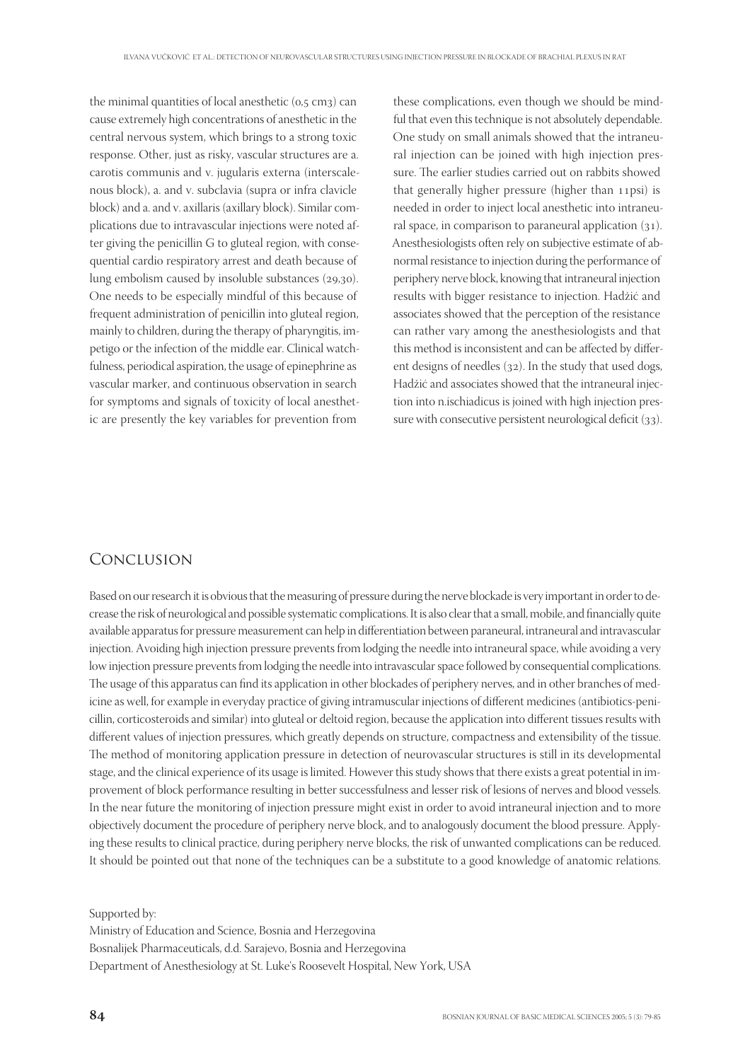the minimal quantities of local anesthetic (0,5 cm3) can cause extremely high concentrations of anesthetic in the central nervous system, which brings to a strong toxic response. Other, just as risky, vascular structures are a. carotis communis and v. jugularis externa (interscalenous block), a. and v. subclavia (supra or infra clavicle block) and a. and v. axillaris (axillary block). Similar complications due to intravascular injections were noted after giving the penicillin G to gluteal region, with consequential cardio respiratory arrest and death because of lung embolism caused by insoluble substances (29,30). One needs to be especially mindful of this because of frequent administration of penicillin into gluteal region, mainly to children, during the therapy of pharyngitis, impetigo or the infection of the middle ear. Clinical watchfulness, periodical aspiration, the usage of epinephrine as vascular marker, and continuous observation in search for symptoms and signals of toxicity of local anesthetic are presently the key variables for prevention from these complications, even though we should be mindful that even this technique is not absolutely dependable. One study on small animals showed that the intraneural injection can be joined with high injection pressure. The earlier studies carried out on rabbits showed that generally higher pressure (higher than 11psi) is needed in order to inject local anesthetic into intraneural space, in comparison to paraneural application (31). Anesthesiologists often rely on subjective estimate of abnormal resistance to injection during the performance of periphery nerve block, knowing that intraneural injection results with bigger resistance to injection. Hadžić and associates showed that the perception of the resistance can rather vary among the anesthesiologists and that this method is inconsistent and can be affected by different designs of needles (32). In the study that used dogs, Hadžić and associates showed that the intraneural injection into n.ischiadicus is joined with high injection pressure with consecutive persistent neurological deficit (33).

## Conclusion

Based on our research it is obvious that the measuring of pressure during the nerve blockade is very important in order to decrease the risk of neurological and possible systematic complications. It is also clear that a small, mobile, and financially quite available apparatus for pressure measurement can help in differentiation between paraneural, intraneural and intravascular injection. Avoiding high injection pressure prevents from lodging the needle into intraneural space, while avoiding a very low injection pressure prevents from lodging the needle into intravascular space followed by consequential complications. The usage of this apparatus can find its application in other blockades of periphery nerves, and in other branches of medicine as well, for example in everyday practice of giving intramuscular injections of different medicines (antibiotics-penicillin, corticosteroids and similar) into gluteal or deltoid region, because the application into different tissues results with different values of injection pressures, which greatly depends on structure, compactness and extensibility of the tissue. The method of monitoring application pressure in detection of neurovascular structures is still in its developmental stage, and the clinical experience of its usage is limited. However this study shows that there exists a great potential in improvement of block performance resulting in better successfulness and lesser risk of lesions of nerves and blood vessels. In the near future the monitoring of injection pressure might exist in order to avoid intraneural injection and to more objectively document the procedure of periphery nerve block, and to analogously document the blood pressure. Applying these results to clinical practice, during periphery nerve blocks, the risk of unwanted complications can be reduced. It should be pointed out that none of the techniques can be a substitute to a good knowledge of anatomic relations.

Supported by:
Ministry of Education and Science, Bosnia and Herzegovina
Bosnalijek Pharmaceuticals, d.d. Sarajevo, Bosnia and Herzegovina
Department of Anesthesiology at St. Luke's Roosevelt Hospital, New York, USA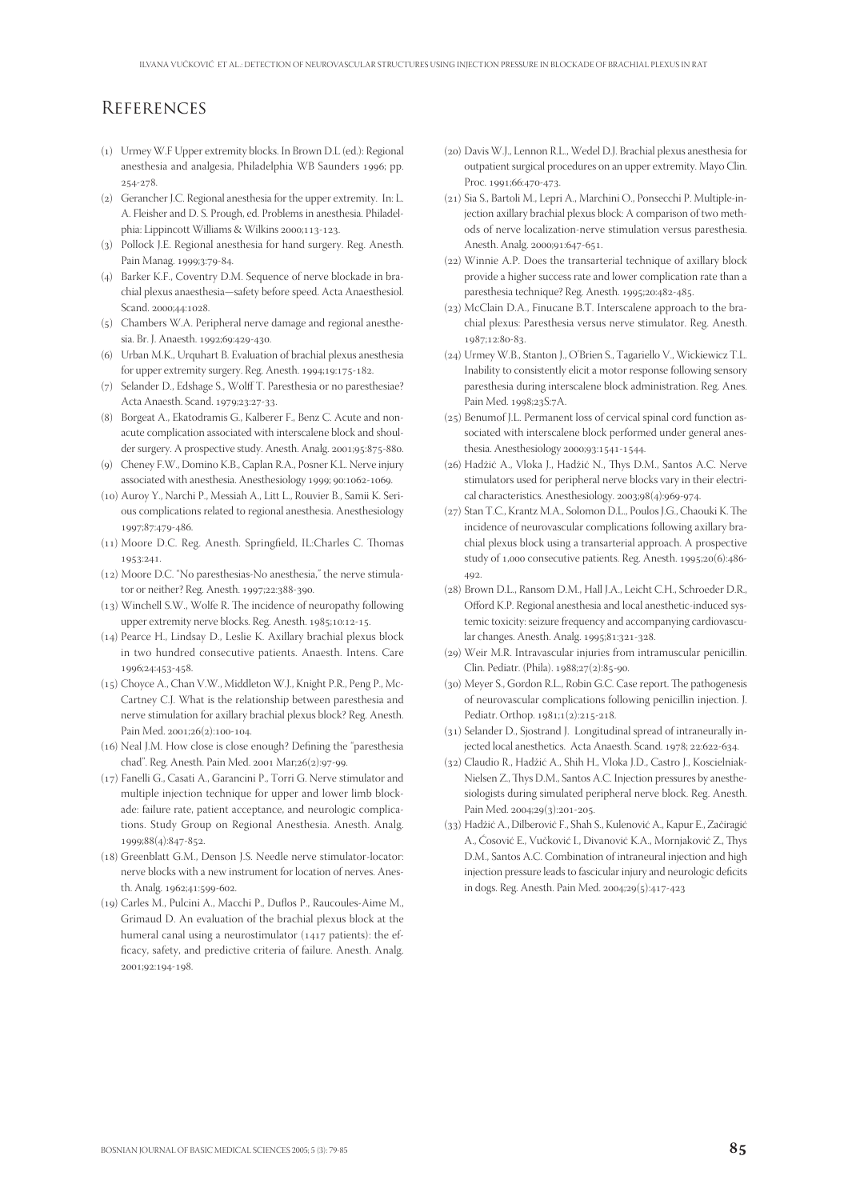# References

(1) Urmey W.F Upper extremity blocks. In Brown D.L (ed.): Regional anesthesia and analgesia, Philadelphia WB Saunders 1996; pp. 254-278.

(2) Gerancher J.C. Regional anesthesia for the upper extremity. In: L. A. Fleisher and D. S. Prough, ed. Problems in anesthesia. Philadelphia: Lippincott Williams & Wilkins 2000;113-123.

(3) Pollock J.E. Regional anesthesia for hand surgery. Reg. Anesth. Pain Manag. 1999;3:79-84.

(4) Barker K.F., Coventry D.M. Sequence of nerve blockade in brachial plexus anaesthesia—safety before speed. Acta Anaesthesiol. Scand. 2000;44:1028.

(5) Chambers W.A. Peripheral nerve damage and regional anesthesia. Br. J. Anaesth. 1992;69:429-430.

(6) Urban M.K., Urquhart B. Evaluation of brachial plexus anesthesia for upper extremity surgery. Reg. Anesth. 1994;19:175-182.

(7) Selander D., Edshage S., Wolff T. Paresthesia or no paresthesiae? Acta Anaesth. Scand. 1979;23:27-33.

(8) Borgeat A., Ekatodramis G., Kalberer F., Benz C. Acute and nonacute complication associated with interscalene block and shoulder surgery. A prospective study. Anesth. Analg. 2001;95:875-880.

(9) Cheney F.W., Domino K.B., Caplan R.A., Posner K.L. Nerve injury associated with anesthesia. Anesthesiology 1999; 90:1062-1069.

(10) Auroy Y., Narchi P., Messiah A., Litt L., Rouvier B., Samii K. Serious complications related to regional anesthesia. Anesthesiology 1997;87:479-486.

(11) Moore D.C. Reg. Anesth. Springfield, IL:Charles C. Thomas 1953:241.

(12) Moore D.C. "No paresthesias-No anesthesia," the nerve stimulator or neither? Reg. Anesth. 1997;22:388-390.

(13) Winchell S.W., Wolfe R. The incidence of neuropathy following upper extremity nerve blocks. Reg. Anesth. 1985;10:12-15.

(14) Pearce H., Lindsay D., Leslie K. Axillary brachial plexus block in two hundred consecutive patients. Anaesth. Intens. Care 1996;24:453-458.

(15) Choyce A., Chan V.W., Middleton W.J., Knight P.R., Peng P., McCartney C.J. What is the relationship between paresthesia and nerve stimulation for axillary brachial plexus block? Reg. Anesth. Pain Med. 2001;26(2):100-104.

(16) Neal J.M. How close is close enough? Defining the "paresthesia chad". Reg. Anesth. Pain Med. 2001 Mar;26(2):97-99.

(17) Fanelli G., Casati A., Garancini P., Torri G. Nerve stimulator and multiple injection technique for upper and lower limb blockade: failure rate, patient acceptance, and neurologic complications. Study Group on Regional Anesthesia. Anesth. Analg. 1999;88(4):847-852.

(18) Greenblatt G.M., Denson J.S. Needle nerve stimulator-locator: nerve blocks with a new instrument for location of nerves. Anesth. Analg. 1962;41:599-602.

(19) Carles M., Pulcini A., Macchi P., Duflos P., Raucoules-Aime M., Grimaud D. An evaluation of the brachial plexus block at the humeral canal using a neurostimulator (1417 patients): the efficacy, safety, and predictive criteria of failure. Anesth. Analg. 2001;92:194-198.

(20) Davis W.J., Lennon R.L., Wedel D.J. Brachial plexus anesthesia for outpatient surgical procedures on an upper extremity. Mayo Clin. Proc. 1991;66:470-473.

(21) Sia S., Bartoli M., Lepri A., Marchini O., Ponsecchi P. Multiple-injection axillary brachial plexus block: A comparison of two methods of nerve localization-nerve stimulation versus paresthesia. Anesth. Analg. 2000;91:647-651.

(22) Winnie A.P. Does the transarterial technique of axillary block provide a higher success rate and lower complication rate than a paresthesia technique? Reg. Anesth. 1995;20:482-485.

(23) McClain D.A., Finucane B.T. Interscalene approach to the brachial plexus: Paresthesia versus nerve stimulator. Reg. Anesth. 1987;12:80-83.

(24) Urmey W.B., Stanton J., O'Brien S., Tagariello V., Wickiewicz T.L. Inability to consistently elicit a motor response following sensory paresthesia during interscalene block administration. Reg. Anes. Pain Med. 1998;23S:7A.

(25) Benumof J.L. Permanent loss of cervical spinal cord function associated with interscalene block performed under general anesthesia. Anesthesiology 2000;93:1541-1544.

(26) Hadžić A., Vloka J., Hadžić N., Thys D.M., Santos A.C. Nerve stimulators used for peripheral nerve blocks vary in their electrical characteristics. Anesthesiology. 2003;98(4):969-974.

(27) Stan T.C., Krantz M.A., Solomon D.L., Poulos J.G., Chaouki K. The incidence of neurovascular complications following axillary brachial plexus block using a transarterial approach. A prospective study of 1,000 consecutive patients. Reg. Anesth. 1995;20(6):486-492.

(28) Brown D.L., Ransom D.M., Hall J.A., Leicht C.H., Schroeder D.R., Offord K.P. Regional anesthesia and local anesthetic-induced systemic toxicity: seizure frequency and accompanying cardiovascular changes. Anesth. Analg. 1995;81:321-328.

(29) Weir M.R. Intravascular injuries from intramuscular penicillin. Clin. Pediatr. (Phila). 1988;27(2):85-90.

(30) Meyer S., Gordon R.L., Robin G.C. Case report. The pathogenesis of neurovascular complications following penicillin injection. J. Pediatr. Orthop. 1981;1(2):215-218.

(31) Selander D., Sjostrand J. Longitudinal spread of intraneurally injected local anesthetics. Acta Anaesth. Scand. 1978; 22:622-634.

(32) Claudio R., Hadžić A., Shih H., Vloka J.D., Castro J., Koscielniak-Nielsen Z., Thys D.M., Santos A.C. Injection pressures by anesthesiologists during simulated peripheral nerve block. Reg. Anesth. Pain Med. 2004;29(3):201-205.

(33) Hadžić A., Dilberović F., Shah S., Kulenović A., Kapur E., Začiragić A., Ćosović E., Vučković I., Divanović K.A., Mornjaković Z., Thys D.M., Santos A.C. Combination of intraneural injection and high injection pressure leads to fascicular injury and neurologic deficits in dogs. Reg. Anesth. Pain Med. 2004;29(5):417-423